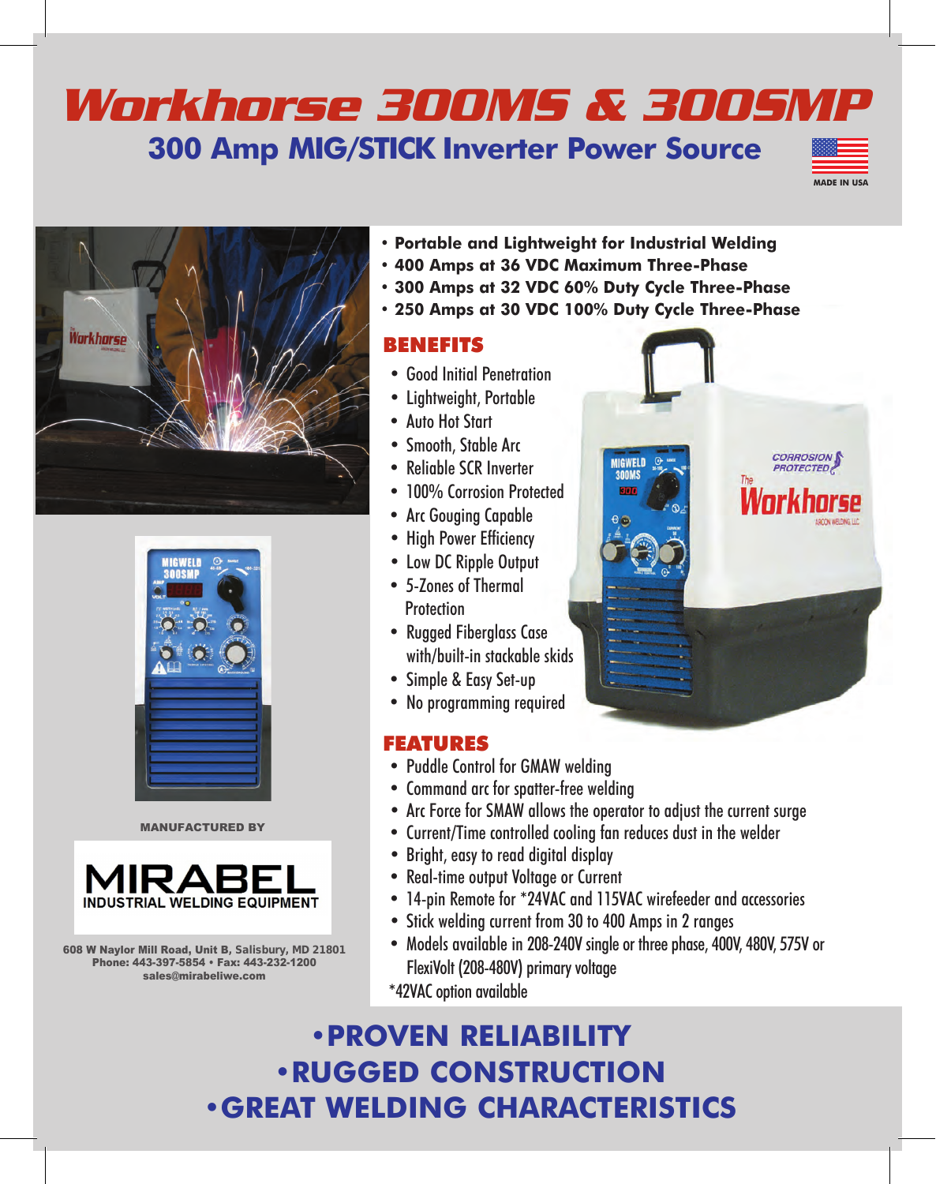# Workhorse 300MS & 300SMP

## 300 Amp MIG/STICK Inverter Power Source

MADE IN USA

- **Portable and Lightweight for Industrial Welding**
- **400 Amps at 36 VDC Maximum Three-Phase**
- **300 Amps at 32 VDC 60% Duty Cycle Three-Phase**
- **250 Amps at 30 VDC 100% Duty Cycle Three-Phase**

## BENEFITS

- Good Initial Penetration
- Lightweight, Portable
- Auto Hot Start
- Smooth, Stable Arc
- Reliable SCR Inverter
- 100% Corrosion Protected
- Arc Gouging Capable
- High Power Efficiency
- Low DC Ripple Output
- 5-Zones of Thermal Protection
- Rugged Fiberglass Case with/built-in stackable skids
- Simple & Easy Set-up
- No programming required

## FEATURES

- Puddle Control for GMAW welding
- Command arc for spatter-free welding
- Arc Force for SMAW allows the operator to adjust the current surge
- Current/Time controlled cooling fan reduces dust in the welder
- Bright, easy to read digital display
- Real-time output Voltage or Current
- 14-pin Remote for *24VAC and 115VAC wirefeeder and accessories
- Stick welding current from 30 to 400 Amps in 2 ranges
- Models available in 208-240V single or three phase, 400V, 480V, 575V or FlexiVolt (208-480V) primary voltage

*42VAC option available

MANUFACTURED BY

**MIRABEL**
INDUSTRIAL WELDING EQUIPMENT

608 W Naylor Mill Road, Unit B, Salisbury, MD 21801
Phone: 443-397-5854 • Fax: 443-232-1200
sales@mirabeliwe.com

**•PROVEN RELIABILITY**
**•RUGGED CONSTRUCTION**
**•GREAT WELDING CHARACTERISTICS**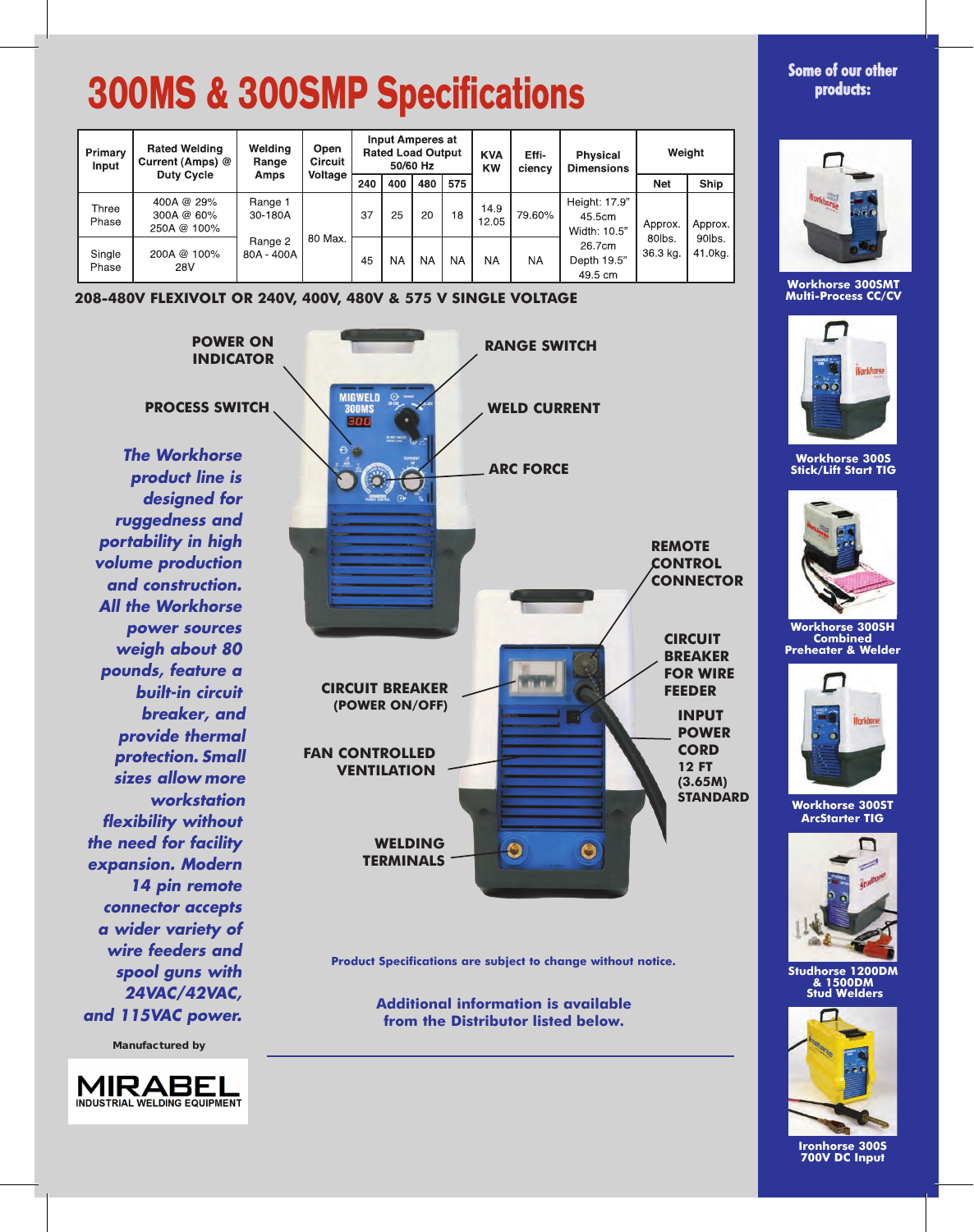# 300MS & 300SMP Specifications

| Primary Input | Rated Welding Current (Amps) @ Duty Cycle | Welding Range Amps | Open Circuit Voltage | Input Amperes at Rated Load Output 50/60 Hz | | | | KVA KW | Effi-ciency | Physical Dimensions | Weight | |
|---|---|---|---|---|---|---|---|---|---|---|---|---|
| | | | | 240 | 400 | 480 | 575 | | | | Net | Ship |
| Three Phase | 400A @ 29%<br>300A @ 60%<br>250A @ 100% | Range 1<br>30-180A | 80 Max. | 37 | 25 | 20 | 18 | 14.9<br>12.05 | 79.60% | Height: 17.9"<br>45.5cm<br>Width: 10.5"<br>26.7cm<br>Depth 19.5"<br>49.5 cm | Approx.<br>80lbs.<br>36.3 kg. | Approx.<br>90lbs.<br>41.0kg. |
| Single Phase | 200A @ 100%<br>28V | Range 2<br>80A - 400A | | 45 | NA | NA | NA | NA | NA | | | |

**208-480V FLEXIVOLT OR 240V, 400V, 480V & 575 V SINGLE VOLTAGE**

POWER ON INDICATOR

PROCESS SWITCH

RANGE SWITCH

WELD CURRENT

ARC FORCE

REMOTE CONTROL CONNECTOR

CIRCUIT BREAKER FOR WIRE FEEDER

CIRCUIT BREAKER (POWER ON/OFF)

INPUT POWER CORD 12 FT (3.65M) STANDARD

FAN CONTROLLED VENTILATION

WELDING TERMINALS

***The Workhorse product line is designed for ruggedness and portability in high volume production and construction. All the Workhorse power sources weigh about 80 pounds, feature a built-in circuit breaker, and provide thermal protection. Small sizes allow more workstation flexibility without the need for facility expansion. Modern 14 pin remote connector accepts a wider variety of wire feeders and spool guns with 24VAC/42VAC, and 115VAC power.***

Manufactured by

MIRABEL
INDUSTRIAL WELDING EQUIPMENT

**Product Specifications are subject to change without notice.**

**Additional information is available from the Distributor listed below.**

## Some of our other products:

Workhorse 300SMT Multi-Process CC/CV

Workhorse 300S Stick/Lift Start TIG

Workhorse 300SH Combined Preheater & Welder

Workhorse 300ST ArcStarter TIG

Studhorse 1200DM & 1500DM Stud Welders

Ironhorse 300S 700V DC Input